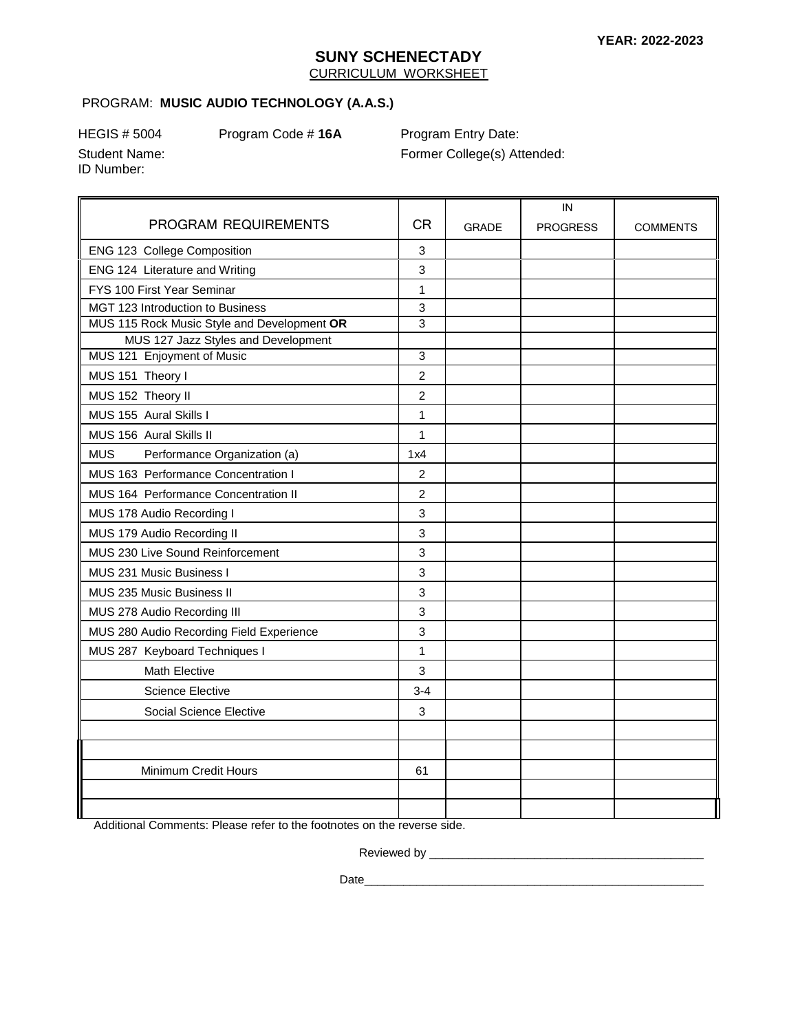**YEAR: 2022-2023**

# SUNY SCHENECTADY

## CURRICULUM WORKSHEET

PROGRAM: **MUSIC AUDIO TECHNOLOGY (A.A.S.)**

HEGIS # 5004 Program Code # **16A** Program Entry Date:

Student Name: Former College(s) Attended:

ID Number:

| PROGRAM REQUIREMENTS | CR | GRADE | IN PROGRESS | COMMENTS |
|---|---|---|---|---|
| ENG 123 College Composition | 3 | | | |
| ENG 124 Literature and Writing | 3 | | | |
| FYS 100 First Year Seminar | 1 | | | |
| MGT 123 Introduction to Business | 3 | | | |
| MUS 115 Rock Music Style and Development **OR** | 3 | | | |
| MUS 127 Jazz Styles and Development | | | | |
| MUS 121 Enjoyment of Music | 3 | | | |
| MUS 151 Theory I | 2 | | | |
| MUS 152 Theory II | 2 | | | |
| MUS 155 Aural Skills I | 1 | | | |
| MUS 156 Aural Skills II | 1 | | | |
| MUS Performance Organization (a) | 1x4 | | | |
| MUS 163 Performance Concentration I | 2 | | | |
| MUS 164 Performance Concentration II | 2 | | | |
| MUS 178 Audio Recording I | 3 | | | |
| MUS 179 Audio Recording II | 3 | | | |
| MUS 230 Live Sound Reinforcement | 3 | | | |
| MUS 231 Music Business I | 3 | | | |
| MUS 235 Music Business II | 3 | | | |
| MUS 278 Audio Recording III | 3 | | | |
| MUS 280 Audio Recording Field Experience | 3 | | | |
| MUS 287 Keyboard Techniques I | 1 | | | |
| Math Elective | 3 | | | |
| Science Elective | 3-4 | | | |
| Social Science Elective | 3 | | | |
| | | | | |
| | | | | |
| Minimum Credit Hours | 61 | | | |
| | | | | |
| | | | | |

Additional Comments: Please refer to the footnotes on the reverse side.

Reviewed by ___________________________________________

Date______________________________________________________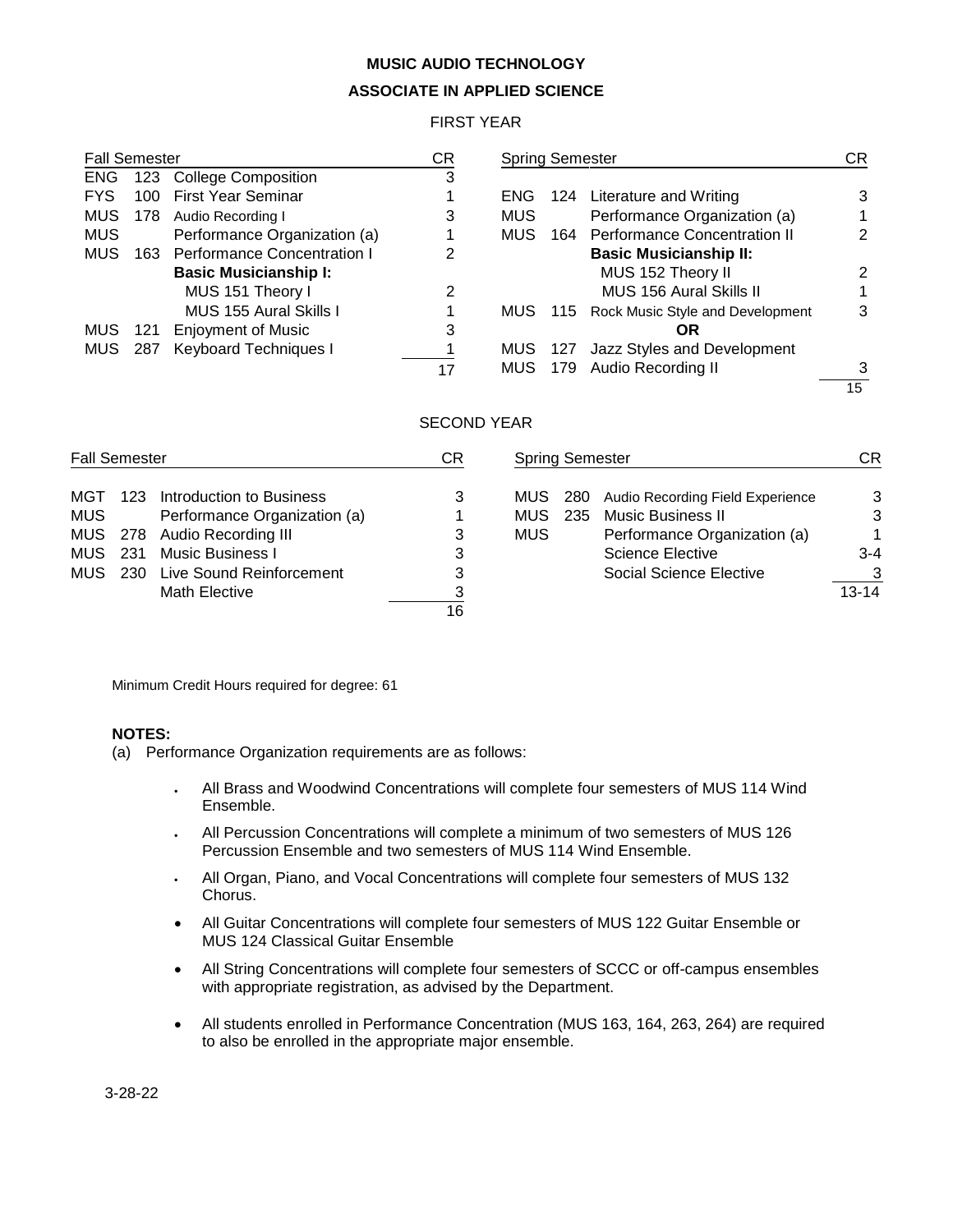# MUSIC AUDIO TECHNOLOGY

## ASSOCIATE IN APPLIED SCIENCE

### FIRST YEAR

| Fall Semester | | | CR |
|---|---|---|---|
| ENG | 123 | College Composition | 3 |
| FYS | 100 | First Year Seminar | 1 |
| MUS | 178 | Audio Recording I | 3 |
| MUS | | Performance Organization (a) | 1 |
| MUS | 163 | Performance Concentration I | 2 |
| | | **Basic Musicianship I:** | |
| | | MUS 151 Theory I | 2 |
| | | MUS 155 Aural Skills I | 1 |
| MUS | 121 | Enjoyment of Music | 3 |
| MUS | 287 | Keyboard Techniques I | 1 |
| | | | 17 |

| Spring Semester | | | CR |
|---|---|---|---|
| ENG | 124 | Literature and Writing | 3 |
| MUS | | Performance Organization (a) | 1 |
| MUS | 164 | Performance Concentration II | 2 |
| | | **Basic Musicianship II:** | |
| | | MUS 152 Theory II | 2 |
| | | MUS 156 Aural Skills II | 1 |
| MUS | 115 | Rock Music Style and Development | 3 |
| | | **OR** | |
| MUS | 127 | Jazz Styles and Development | |
| MUS | 179 | Audio Recording II | 3 |
| | | | 15 |

### SECOND YEAR

| Fall Semester | | | CR |
|---|---|---|---|
| MGT | 123 | Introduction to Business | 3 |
| MUS | | Performance Organization (a) | 1 |
| MUS | 278 | Audio Recording III | 3 |
| MUS | 231 | Music Business I | 3 |
| MUS | 230 | Live Sound Reinforcement | 3 |
| | | Math Elective | 3 |
| | | | 16 |

| Spring Semester | | | CR |
|---|---|---|---|
| MUS | 280 | Audio Recording Field Experience | 3 |
| MUS | 235 | Music Business II | 3 |
| MUS | | Performance Organization (a) | 1 |
| | | Science Elective | 3-4 |
| | | Social Science Elective | 3 |
| | | | 13-14 |

Minimum Credit Hours required for degree: 61

**NOTES:**

(a) Performance Organization requirements are as follows:

- All Brass and Woodwind Concentrations will complete four semesters of MUS 114 Wind Ensemble.
- All Percussion Concentrations will complete a minimum of two semesters of MUS 126 Percussion Ensemble and two semesters of MUS 114 Wind Ensemble.
- All Organ, Piano, and Vocal Concentrations will complete four semesters of MUS 132 Chorus.
- All Guitar Concentrations will complete four semesters of MUS 122 Guitar Ensemble or MUS 124 Classical Guitar Ensemble
- All String Concentrations will complete four semesters of SCCC or off-campus ensembles with appropriate registration, as advised by the Department.
- All students enrolled in Performance Concentration (MUS 163, 164, 263, 264) are required to also be enrolled in the appropriate major ensemble.

3-28-22